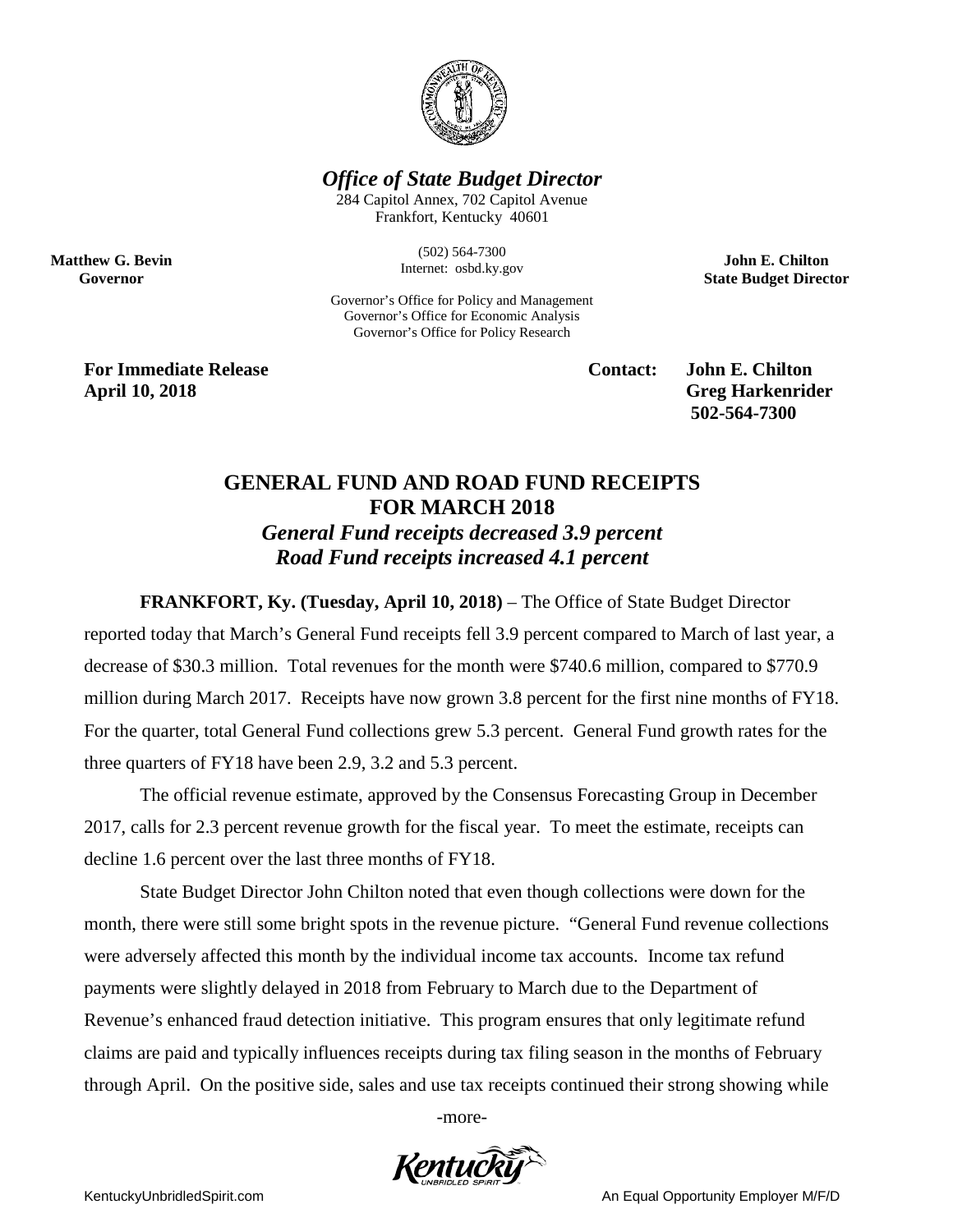*Office of State Budget Director*

284 Capitol Annex, 702 Capitol Avenue
Frankfort, Kentucky 40601

(502) 564-7300
Internet: osbd.ky.gov

Governor's Office for Policy and Management
Governor's Office for Economic Analysis
Governor's Office for Policy Research

**Matthew G. Bevin**
**Governor**

**John E. Chilton**
**State Budget Director**

**For Immediate Release**
**April 10, 2018**

**Contact: John E. Chilton**
**Greg Harkenrider**
**502-564-7300**

## GENERAL FUND AND ROAD FUND RECEIPTS FOR MARCH 2018

### *General Fund receipts decreased 3.9 percent*
### *Road Fund receipts increased 4.1 percent*

**FRANKFORT, Ky. (Tuesday, April 10, 2018)** – The Office of State Budget Director reported today that March's General Fund receipts fell 3.9 percent compared to March of last year, a decrease of $30.3 million. Total revenues for the month were $740.6 million, compared to $770.9 million during March 2017. Receipts have now grown 3.8 percent for the first nine months of FY18. For the quarter, total General Fund collections grew 5.3 percent. General Fund growth rates for the three quarters of FY18 have been 2.9, 3.2 and 5.3 percent.

The official revenue estimate, approved by the Consensus Forecasting Group in December 2017, calls for 2.3 percent revenue growth for the fiscal year. To meet the estimate, receipts can decline 1.6 percent over the last three months of FY18.

State Budget Director John Chilton noted that even though collections were down for the month, there were still some bright spots in the revenue picture. "General Fund revenue collections were adversely affected this month by the individual income tax accounts. Income tax refund payments were slightly delayed in 2018 from February to March due to the Department of Revenue's enhanced fraud detection initiative. This program ensures that only legitimate refund claims are paid and typically influences receipts during tax filing season in the months of February through April. On the positive side, sales and use tax receipts continued their strong showing while

-more-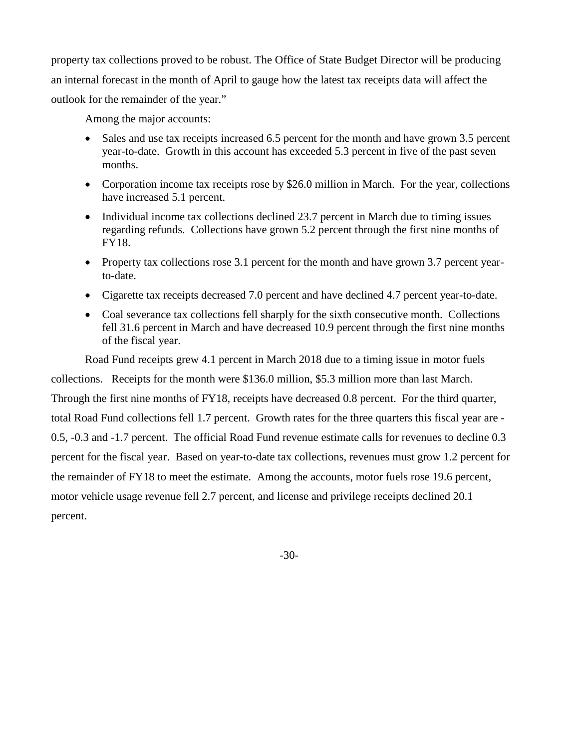property tax collections proved to be robust. The Office of State Budget Director will be producing an internal forecast in the month of April to gauge how the latest tax receipts data will affect the outlook for the remainder of the year."

Among the major accounts:

- Sales and use tax receipts increased 6.5 percent for the month and have grown 3.5 percent year-to-date. Growth in this account has exceeded 5.3 percent in five of the past seven months.
- Corporation income tax receipts rose by $26.0 million in March. For the year, collections have increased 5.1 percent.
- Individual income tax collections declined 23.7 percent in March due to timing issues regarding refunds. Collections have grown 5.2 percent through the first nine months of FY18.
- Property tax collections rose 3.1 percent for the month and have grown 3.7 percent year-to-date.
- Cigarette tax receipts decreased 7.0 percent and have declined 4.7 percent year-to-date.
- Coal severance tax collections fell sharply for the sixth consecutive month. Collections fell 31.6 percent in March and have decreased 10.9 percent through the first nine months of the fiscal year.

Road Fund receipts grew 4.1 percent in March 2018 due to a timing issue in motor fuels collections. Receipts for the month were $136.0 million, $5.3 million more than last March. Through the first nine months of FY18, receipts have decreased 0.8 percent. For the third quarter, total Road Fund collections fell 1.7 percent. Growth rates for the three quarters this fiscal year are -0.5, -0.3 and -1.7 percent. The official Road Fund revenue estimate calls for revenues to decline 0.3 percent for the fiscal year. Based on year-to-date tax collections, revenues must grow 1.2 percent for the remainder of FY18 to meet the estimate. Among the accounts, motor fuels rose 19.6 percent, motor vehicle usage revenue fell 2.7 percent, and license and privilege receipts declined 20.1 percent.

-30-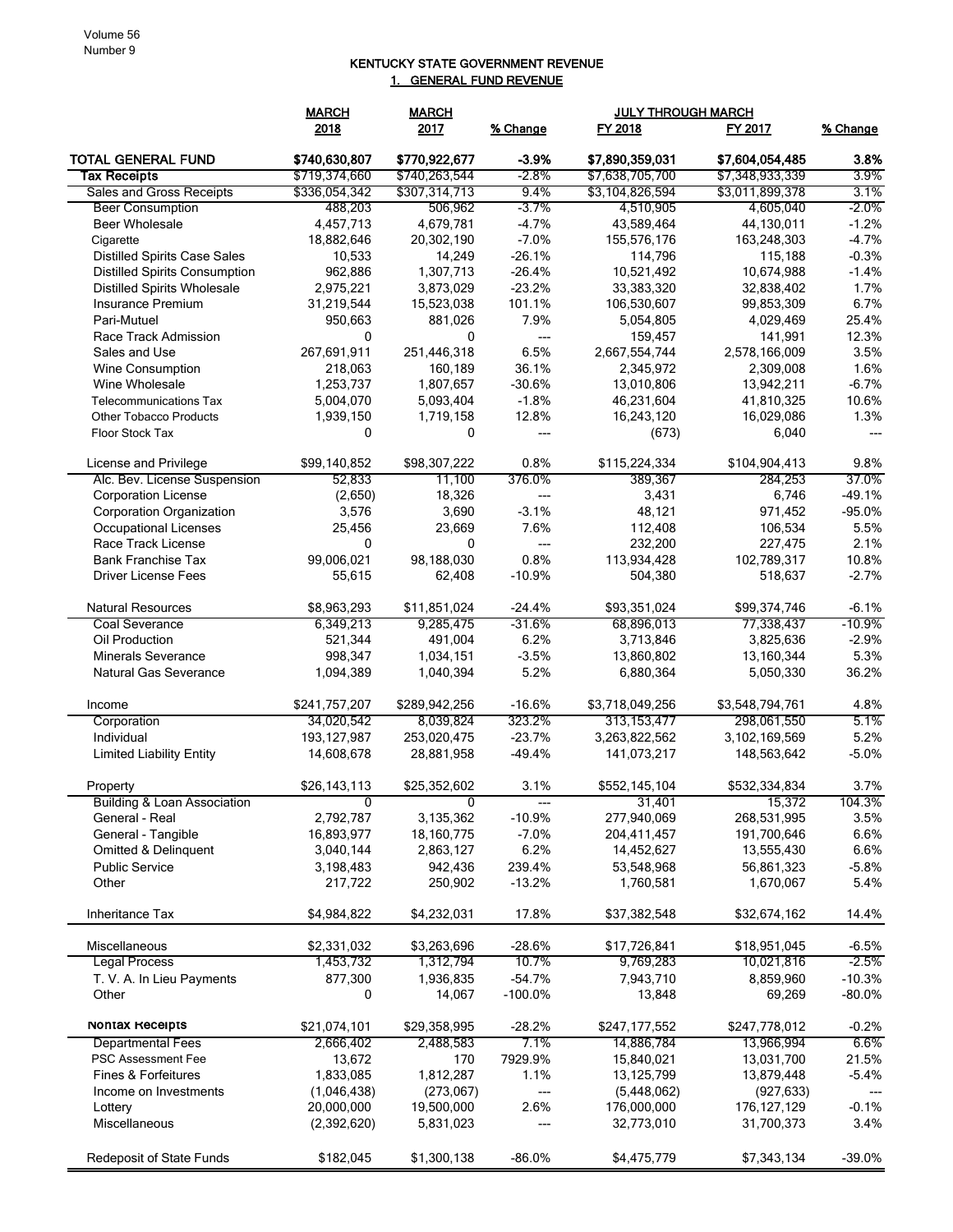## KENTUCKY STATE GOVERNMENT REVENUE

### 1. GENERAL FUND REVENUE

| | MARCH | MARCH | | JULY THROUGH MARCH | | |
|---|---|---|---|---|---|---|
| | 2018 | 2017 | % Change | FY 2018 | FY 2017 | % Change |
| **TOTAL GENERAL FUND** | **$740,630,807** | **$770,922,677** | **-3.9%** | **$7,890,359,031** | **$7,604,054,485** | **3.8%** |
| **Tax Receipts** | $719,374,660 | $740,263,544 | -2.8% | $7,638,705,700 | $7,348,933,339 | 3.9% |
| Sales and Gross Receipts | $336,054,342 | $307,314,713 | 9.4% | $3,104,826,594 | $3,011,899,378 | 3.1% |
| Beer Consumption | 488,203 | 506,962 | -3.7% | 4,510,905 | 4,605,040 | -2.0% |
| Beer Wholesale | 4,457,713 | 4,679,781 | -4.7% | 43,589,464 | 44,130,011 | -1.2% |
| Cigarette | 18,882,646 | 20,302,190 | -7.0% | 155,576,176 | 163,248,303 | -4.7% |
| Distilled Spirits Case Sales | 10,533 | 14,249 | -26.1% | 114,796 | 115,188 | -0.3% |
| Distilled Spirits Consumption | 962,886 | 1,307,713 | -26.4% | 10,521,492 | 10,674,988 | -1.4% |
| Distilled Spirits Wholesale | 2,975,221 | 3,873,029 | -23.2% | 33,383,320 | 32,838,402 | 1.7% |
| Insurance Premium | 31,219,544 | 15,523,038 | 101.1% | 106,530,607 | 99,853,309 | 6.7% |
| Pari-Mutuel | 950,663 | 881,026 | 7.9% | 5,054,805 | 4,029,469 | 25.4% |
| Race Track Admission | 0 | 0 | --- | 159,457 | 141,991 | 12.3% |
| Sales and Use | 267,691,911 | 251,446,318 | 6.5% | 2,667,554,744 | 2,578,166,009 | 3.5% |
| Wine Consumption | 218,063 | 160,189 | 36.1% | 2,345,972 | 2,309,008 | 1.6% |
| Wine Wholesale | 1,253,737 | 1,807,657 | -30.6% | 13,010,806 | 13,942,211 | -6.7% |
| Telecommunications Tax | 5,004,070 | 5,093,404 | -1.8% | 46,231,604 | 41,810,325 | 10.6% |
| Other Tobacco Products | 1,939,150 | 1,719,158 | 12.8% | 16,243,120 | 16,029,086 | 1.3% |
| Floor Stock Tax | 0 | 0 | --- | (673) | 6,040 | --- |
| License and Privilege | $99,140,852 | $98,307,222 | 0.8% | $115,224,334 | $104,904,413 | 9.8% |
| Alc. Bev. License Suspension | 52,833 | 11,100 | 376.0% | 389,367 | 284,253 | 37.0% |
| Corporation License | (2,650) | 18,326 | --- | 3,431 | 6,746 | -49.1% |
| Corporation Organization | 3,576 | 3,690 | -3.1% | 48,121 | 971,452 | -95.0% |
| Occupational Licenses | 25,456 | 23,669 | 7.6% | 112,408 | 106,534 | 5.5% |
| Race Track License | 0 | 0 | --- | 232,200 | 227,475 | 2.1% |
| Bank Franchise Tax | 99,006,021 | 98,188,030 | 0.8% | 113,934,428 | 102,789,317 | 10.8% |
| Driver License Fees | 55,615 | 62,408 | -10.9% | 504,380 | 518,637 | -2.7% |
| Natural Resources | $8,963,293 | $11,851,024 | -24.4% | $93,351,024 | $99,374,746 | -6.1% |
| Coal Severance | 6,349,213 | 9,285,475 | -31.6% | 68,896,013 | 77,338,437 | -10.9% |
| Oil Production | 521,344 | 491,004 | 6.2% | 3,713,846 | 3,825,636 | -2.9% |
| Minerals Severance | 998,347 | 1,034,151 | -3.5% | 13,860,802 | 13,160,344 | 5.3% |
| Natural Gas Severance | 1,094,389 | 1,040,394 | 5.2% | 6,880,364 | 5,050,330 | 36.2% |
| Income | $241,757,207 | $289,942,256 | -16.6% | $3,718,049,256 | $3,548,794,761 | 4.8% |
| Corporation | 34,020,542 | 8,039,824 | 323.2% | 313,153,477 | 298,061,550 | 5.1% |
| Individual | 193,127,987 | 253,020,475 | -23.7% | 3,263,822,562 | 3,102,169,569 | 5.2% |
| Limited Liability Entity | 14,608,678 | 28,881,958 | -49.4% | 141,073,217 | 148,563,642 | -5.0% |
| Property | $26,143,113 | $25,352,602 | 3.1% | $552,145,104 | $532,334,834 | 3.7% |
| Building & Loan Association | 0 | 0 | --- | 31,401 | 15,372 | 104.3% |
| General - Real | 2,792,787 | 3,135,362 | -10.9% | 277,940,069 | 268,531,995 | 3.5% |
| General - Tangible | 16,893,977 | 18,160,775 | -7.0% | 204,411,457 | 191,700,646 | 6.6% |
| Omitted & Delinquent | 3,040,144 | 2,863,127 | 6.2% | 14,452,627 | 13,555,430 | 6.6% |
| Public Service | 3,198,483 | 942,436 | 239.4% | 53,548,968 | 56,861,323 | -5.8% |
| Other | 217,722 | 250,902 | -13.2% | 1,760,581 | 1,670,067 | 5.4% |
| Inheritance Tax | $4,984,822 | $4,232,031 | 17.8% | $37,382,548 | $32,674,162 | 14.4% |
| Miscellaneous | $2,331,032 | $3,263,696 | -28.6% | $17,726,841 | $18,951,045 | -6.5% |
| Legal Process | 1,453,732 | 1,312,794 | 10.7% | 9,769,283 | 10,021,816 | -2.5% |
| T. V. A. In Lieu Payments | 877,300 | 1,936,835 | -54.7% | 7,943,710 | 8,859,960 | -10.3% |
| Other | 0 | 14,067 | -100.0% | 13,848 | 69,269 | -80.0% |
| **Nontax Receipts** | $21,074,101 | $29,358,995 | -28.2% | $247,177,552 | $247,778,012 | -0.2% |
| Departmental Fees | 2,666,402 | 2,488,583 | 7.1% | 14,886,784 | 13,966,994 | 6.6% |
| PSC Assessment Fee | 13,672 | 170 | 7929.9% | 15,840,021 | 13,031,700 | 21.5% |
| Fines & Forfeitures | 1,833,085 | 1,812,287 | 1.1% | 13,125,799 | 13,879,448 | -5.4% |
| Income on Investments | (1,046,438) | (273,067) | --- | (5,448,062) | (927,633) | --- |
| Lottery | 20,000,000 | 19,500,000 | 2.6% | 176,000,000 | 176,127,129 | -0.1% |
| Miscellaneous | (2,392,620) | 5,831,023 | --- | 32,773,010 | 31,700,373 | 3.4% |
| Redeposit of State Funds | $182,045 | $1,300,138 | -86.0% | $4,475,779 | $7,343,134 | -39.0% |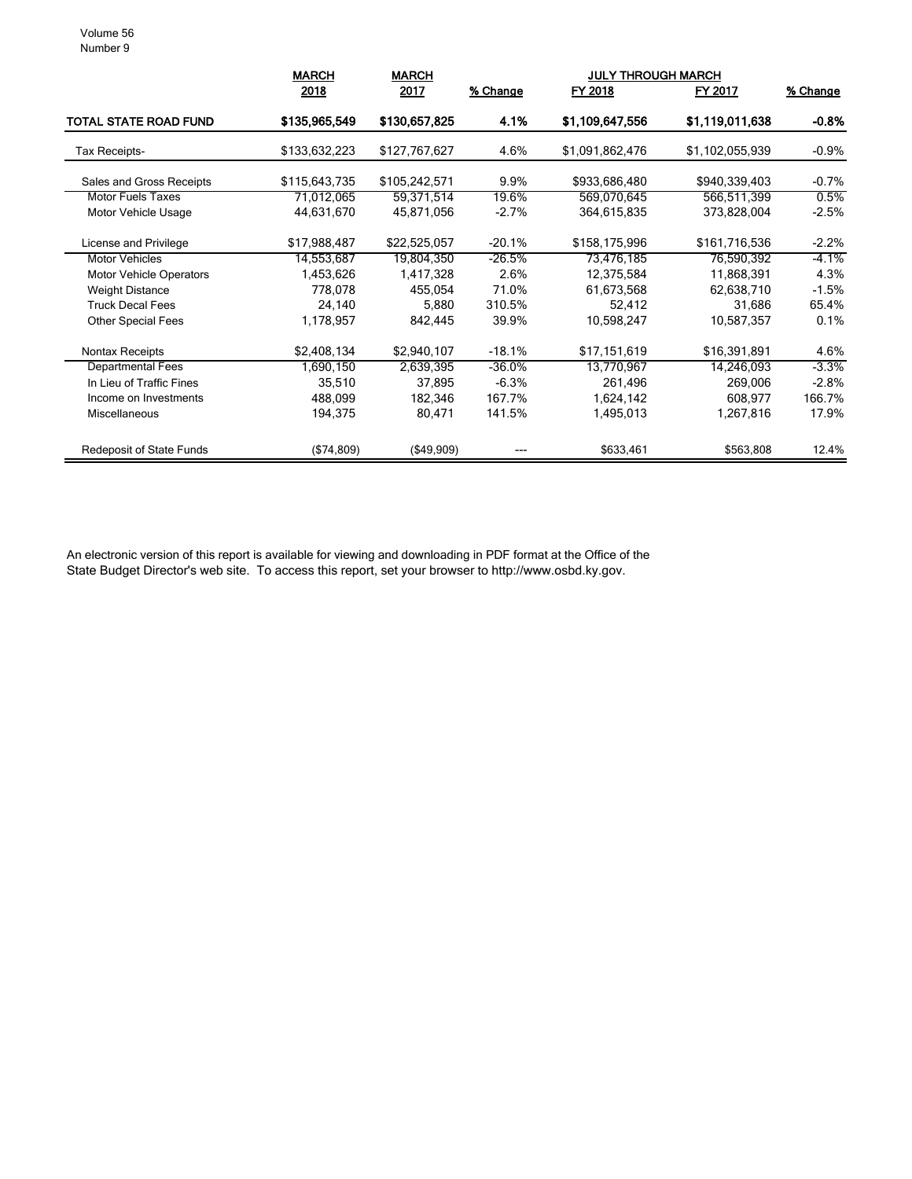| | MARCH 2018 | MARCH 2017 | % Change | JULY THROUGH MARCH FY 2018 | FY 2017 | % Change |
|---|---|---|---|---|---|---|
| **TOTAL STATE ROAD FUND** | **$135,965,549** | **$130,657,825** | **4.1%** | **$1,109,647,556** | **$1,119,011,638** | **-0.8%** |
| Tax Receipts- | $133,632,223 | $127,767,627 | 4.6% | $1,091,862,476 | $1,102,055,939 | -0.9% |
| Sales and Gross Receipts | $115,643,735 | $105,242,571 | 9.9% | $933,686,480 | $940,339,403 | -0.7% |
| Motor Fuels Taxes | 71,012,065 | 59,371,514 | 19.6% | 569,070,645 | 566,511,399 | 0.5% |
| Motor Vehicle Usage | 44,631,670 | 45,871,056 | -2.7% | 364,615,835 | 373,828,004 | -2.5% |
| License and Privilege | $17,988,487 | $22,525,057 | -20.1% | $158,175,996 | $161,716,536 | -2.2% |
| Motor Vehicles | 14,553,687 | 19,804,350 | -26.5% | 73,476,185 | 76,590,392 | -4.1% |
| Motor Vehicle Operators | 1,453,626 | 1,417,328 | 2.6% | 12,375,584 | 11,868,391 | 4.3% |
| Weight Distance | 778,078 | 455,054 | 71.0% | 61,673,568 | 62,638,710 | -1.5% |
| Truck Decal Fees | 24,140 | 5,880 | 310.5% | 52,412 | 31,686 | 65.4% |
| Other Special Fees | 1,178,957 | 842,445 | 39.9% | 10,598,247 | 10,587,357 | 0.1% |
| Nontax Receipts | $2,408,134 | $2,940,107 | -18.1% | $17,151,619 | $16,391,891 | 4.6% |
| Departmental Fees | 1,690,150 | 2,639,395 | -36.0% | 13,770,967 | 14,246,093 | -3.3% |
| In Lieu of Traffic Fines | 35,510 | 37,895 | -6.3% | 261,496 | 269,006 | -2.8% |
| Income on Investments | 488,099 | 182,346 | 167.7% | 1,624,142 | 608,977 | 166.7% |
| Miscellaneous | 194,375 | 80,471 | 141.5% | 1,495,013 | 1,267,816 | 17.9% |
| Redeposit of State Funds | ($74,809) | ($49,909) | --- | $633,461 | $563,808 | 12.4% |

An electronic version of this report is available for viewing and downloading in PDF format at the Office of the State Budget Director's web site. To access this report, set your browser to http://www.osbd.ky.gov.